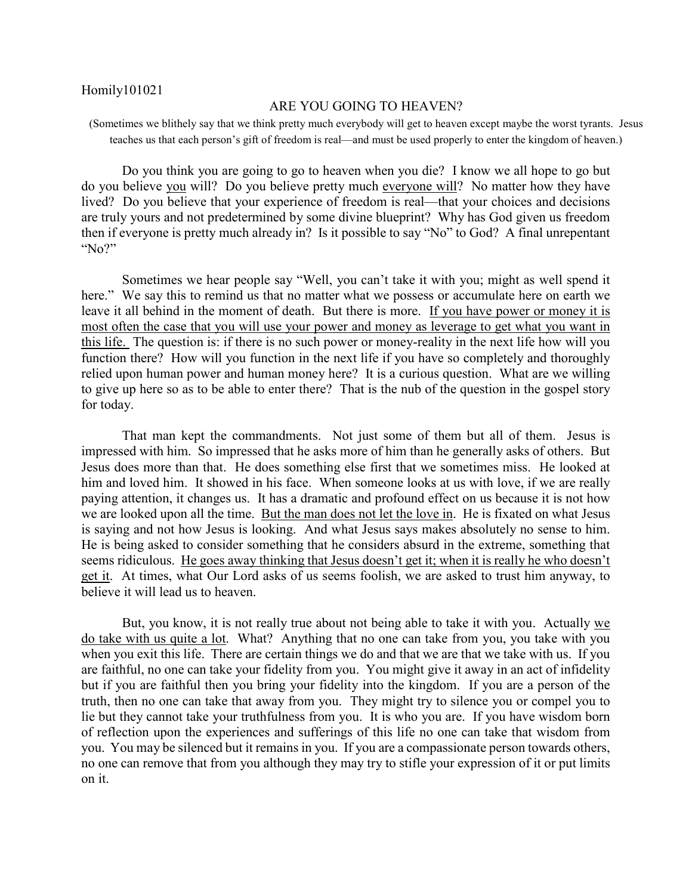Homily101021

# ARE YOU GOING TO HEAVEN?

(Sometimes we blithely say that we think pretty much everybody will get to heaven except maybe the worst tyrants. Jesus teaches us that each person's gift of freedom is real—and must be used properly to enter the kingdom of heaven.)

Do you think you are going to go to heaven when you die? I know we all hope to go but do you believe <u>you</u> will? Do you believe pretty much <u>everyone will</u>? No matter how they have lived? Do you believe that your experience of freedom is real—that your choices and decisions are truly yours and not predetermined by some divine blueprint? Why has God given us freedom then if everyone is pretty much already in? Is it possible to say "No" to God? A final unrepentant "No?"

Sometimes we hear people say "Well, you can't take it with you; might as well spend it here." We say this to remind us that no matter what we possess or accumulate here on earth we leave it all behind in the moment of death. But there is more. <u>If you have power or money it is most often the case that you will use your power and money as leverage to get what you want in this life.</u> The question is: if there is no such power or money-reality in the next life how will you function there? How will you function in the next life if you have so completely and thoroughly relied upon human power and human money here? It is a curious question. What are we willing to give up here so as to be able to enter there? That is the nub of the question in the gospel story for today.

That man kept the commandments. Not just some of them but all of them. Jesus is impressed with him. So impressed that he asks more of him than he generally asks of others. But Jesus does more than that. He does something else first that we sometimes miss. He looked at him and loved him. It showed in his face. When someone looks at us with love, if we are really paying attention, it changes us. It has a dramatic and profound effect on us because it is not how we are looked upon all the time. <u>But the man does not let the love in</u>. He is fixated on what Jesus is saying and not how Jesus is looking. And what Jesus says makes absolutely no sense to him. He is being asked to consider something that he considers absurd in the extreme, something that seems ridiculous. <u>He goes away thinking that Jesus doesn't get it; when it is really he who doesn't get it</u>. At times, what Our Lord asks of us seems foolish, we are asked to trust him anyway, to believe it will lead us to heaven.

But, you know, it is not really true about not being able to take it with you. Actually <u>we do take with us quite a lot</u>. What? Anything that no one can take from you, you take with you when you exit this life. There are certain things we do and that we are that we take with us. If you are faithful, no one can take your fidelity from you. You might give it away in an act of infidelity but if you are faithful then you bring your fidelity into the kingdom. If you are a person of the truth, then no one can take that away from you. They might try to silence you or compel you to lie but they cannot take your truthfulness from you. It is who you are. If you have wisdom born of reflection upon the experiences and sufferings of this life no one can take that wisdom from you. You may be silenced but it remains in you. If you are a compassionate person towards others, no one can remove that from you although they may try to stifle your expression of it or put limits on it.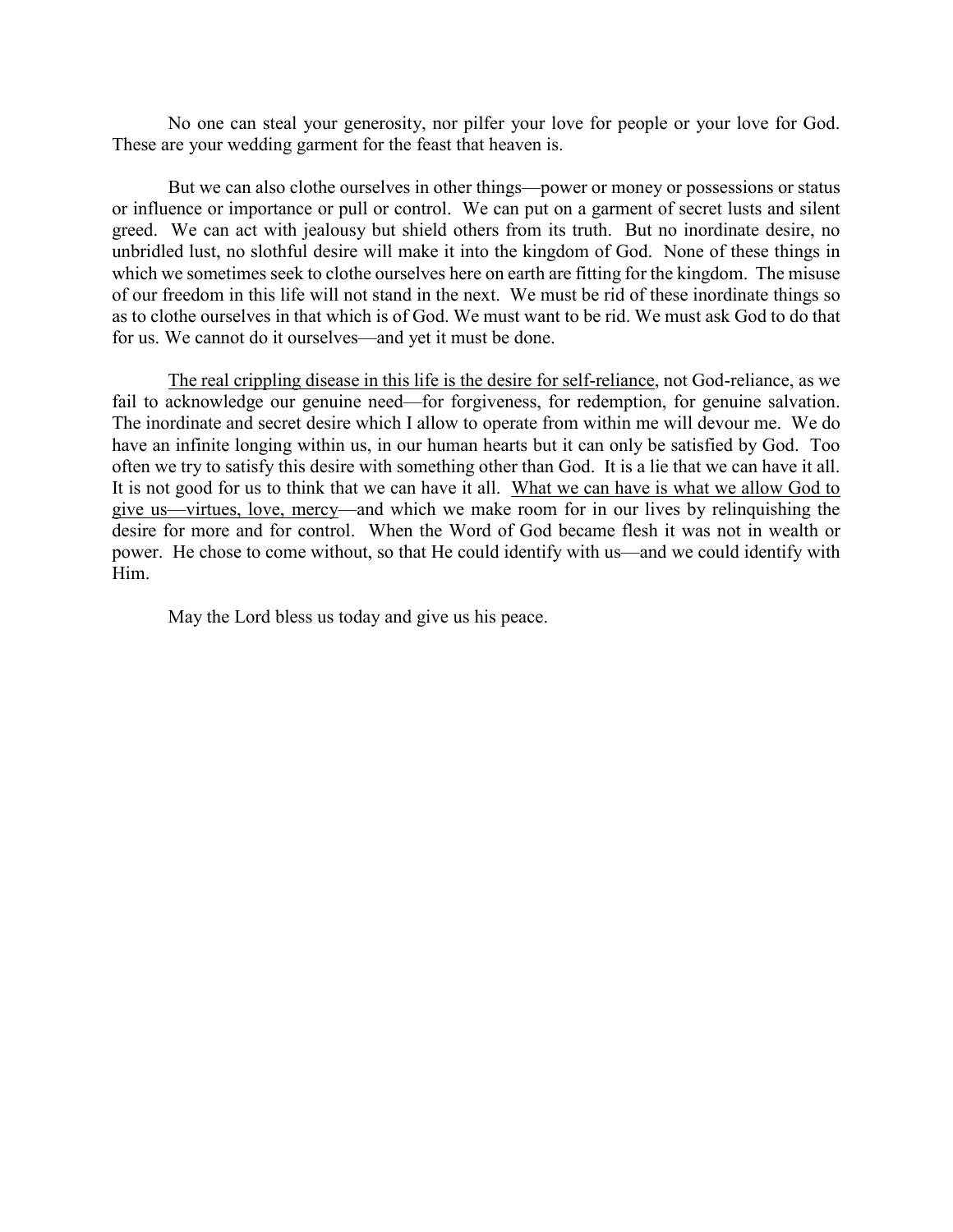No one can steal your generosity, nor pilfer your love for people or your love for God. These are your wedding garment for the feast that heaven is.

But we can also clothe ourselves in other things—power or money or possessions or status or influence or importance or pull or control. We can put on a garment of secret lusts and silent greed. We can act with jealousy but shield others from its truth. But no inordinate desire, no unbridled lust, no slothful desire will make it into the kingdom of God. None of these things in which we sometimes seek to clothe ourselves here on earth are fitting for the kingdom. The misuse of our freedom in this life will not stand in the next. We must be rid of these inordinate things so as to clothe ourselves in that which is of God. We must want to be rid. We must ask God to do that for us. We cannot do it ourselves—and yet it must be done.

<u>The real crippling disease in this life is the desire for self-reliance</u>, not God-reliance, as we fail to acknowledge our genuine need—for forgiveness, for redemption, for genuine salvation. The inordinate and secret desire which I allow to operate from within me will devour me. We do have an infinite longing within us, in our human hearts but it can only be satisfied by God. Too often we try to satisfy this desire with something other than God. It is a lie that we can have it all. It is not good for us to think that we can have it all. <u>What we can have is what we allow God to give us—virtues, love, mercy</u>—and which we make room for in our lives by relinquishing the desire for more and for control. When the Word of God became flesh it was not in wealth or power. He chose to come without, so that He could identify with us—and we could identify with Him.

May the Lord bless us today and give us his peace.